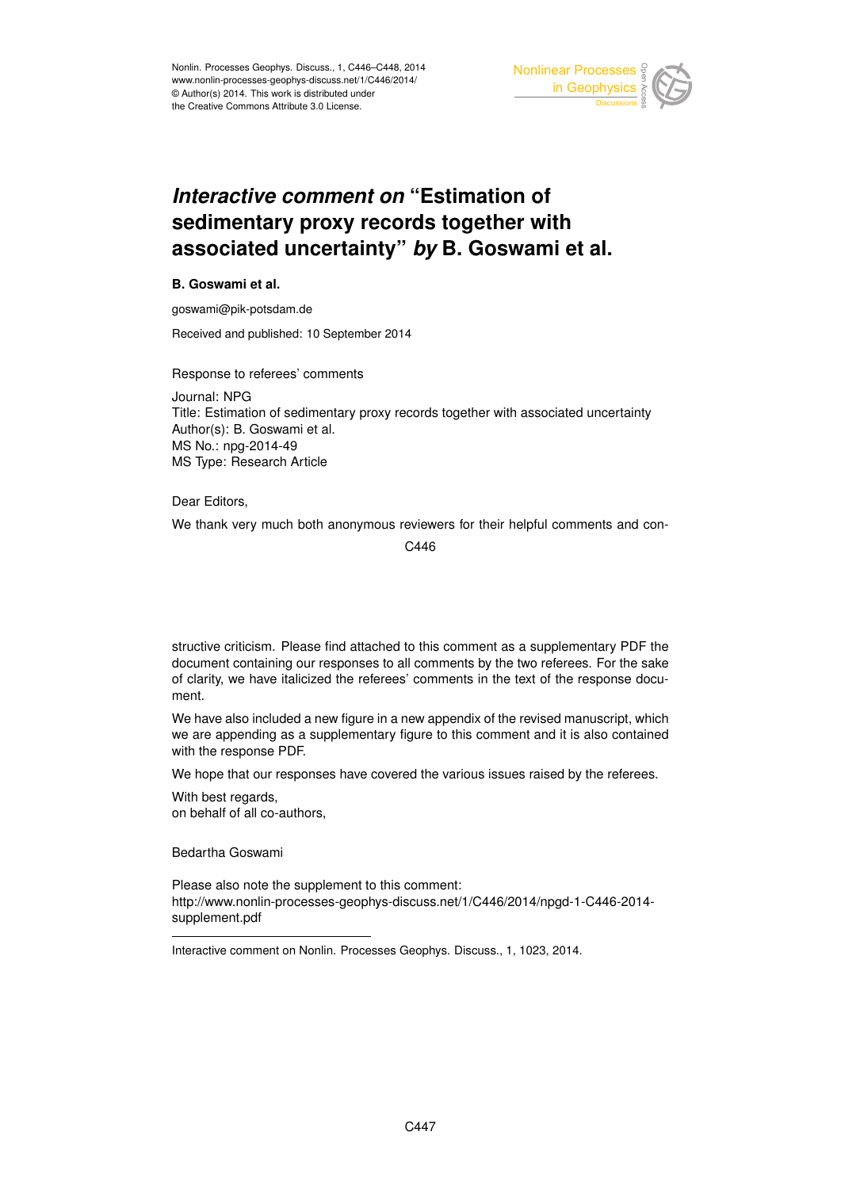# *Interactive comment on* "Estimation of sedimentary proxy records together with associated uncertainty" *by* B. Goswami et al.

**B. Goswami et al.**

goswami@pik-potsdam.de

Received and published: 10 September 2014

Response to referees' comments

Journal: NPG
Title: Estimation of sedimentary proxy records together with associated uncertainty
Author(s): B. Goswami et al.
MS No.: npg-2014-49
MS Type: Research Article

Dear Editors,

We thank very much both anonymous reviewers for their helpful comments and constructive criticism. Please find attached to this comment as a supplementary PDF the document containing our responses to all comments by the two referees. For the sake of clarity, we have italicized the referees' comments in the text of the response document.

We have also included a new figure in a new appendix of the revised manuscript, which we are appending as a supplementary figure to this comment and it is also contained with the response PDF.

We hope that our responses have covered the various issues raised by the referees.

With best regards,
on behalf of all co-authors,

Bedartha Goswami

Please also note the supplement to this comment:
http://www.nonlin-processes-geophys-discuss.net/1/C446/2014/npgd-1-C446-2014-supplement.pdf

---

Interactive comment on Nonlin. Processes Geophys. Discuss., 1, 1023, 2014.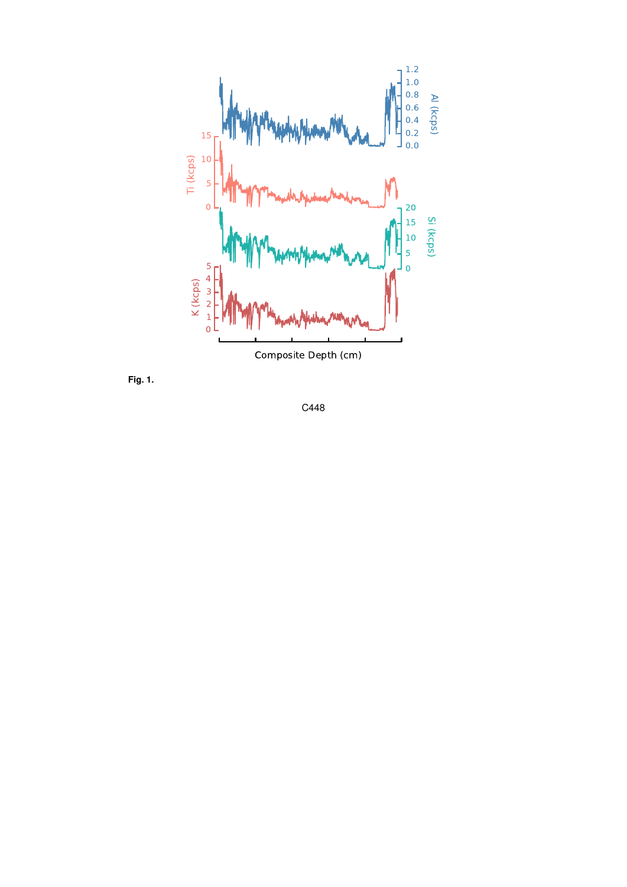1.2
1.0
0.8
0.6
0.4
0.2
0.0
Al (kcps)

15
10
5
0
Ti (kcps)

20
15
10
5
0
Si (kcps)

5
4
3
2
1
0
K (kcps)

Composite Depth (cm)

**Fig. 1.**

C448